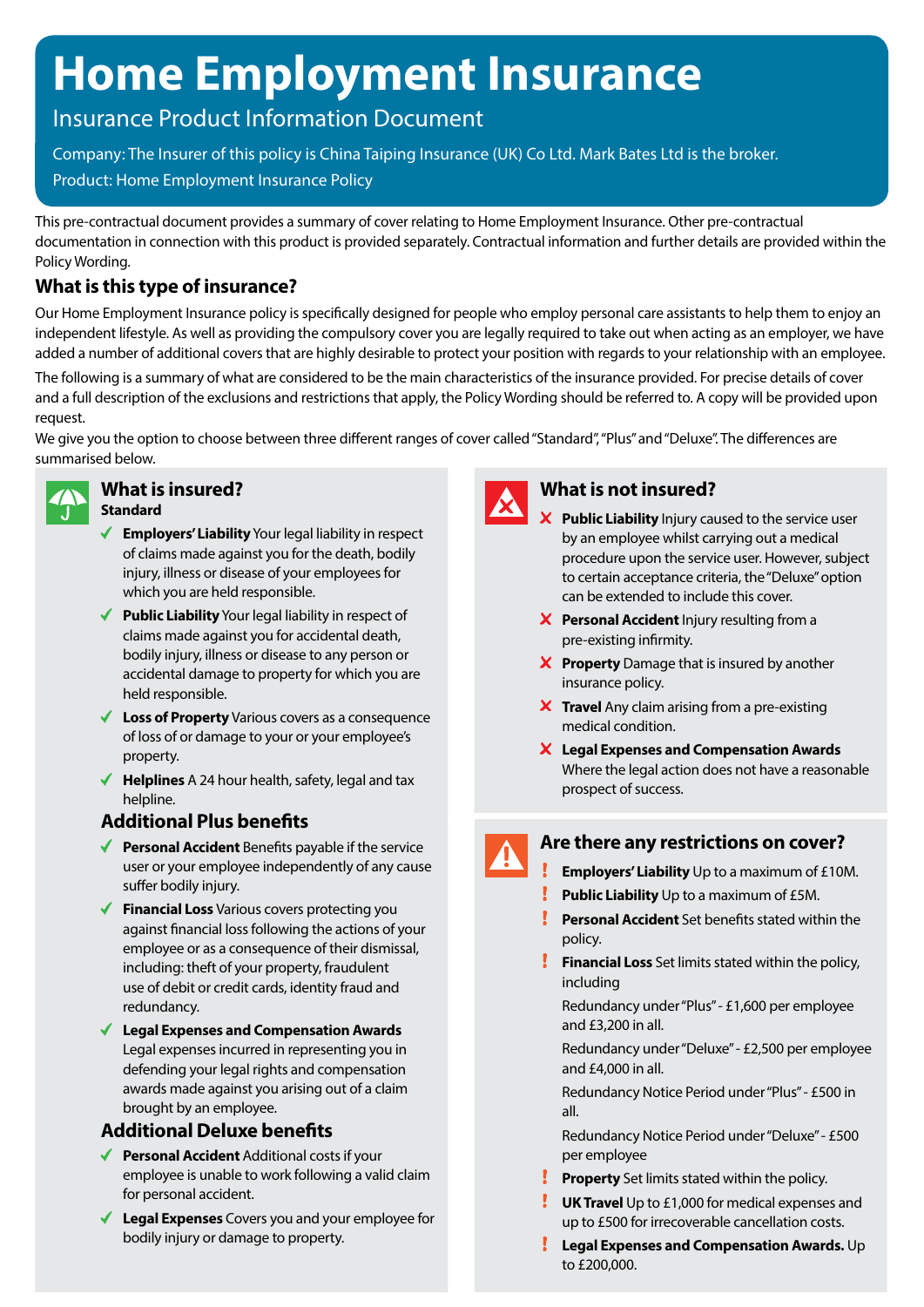# Home Employment Insurance

## Insurance Product Information Document

Company: The Insurer of this policy is China Taiping Insurance (UK) Co Ltd. Mark Bates Ltd is the broker.

Product: Home Employment Insurance Policy

This pre-contractual document provides a summary of cover relating to Home Employment Insurance. Other pre-contractual documentation in connection with this product is provided separately. Contractual information and further details are provided within the Policy Wording.

### What is this type of insurance?

Our Home Employment Insurance policy is specifically designed for people who employ personal care assistants to help them to enjoy an independent lifestyle. As well as providing the compulsory cover you are legally required to take out when acting as an employer, we have added a number of additional covers that are highly desirable to protect your position with regards to your relationship with an employee.

The following is a summary of what are considered to be the main characteristics of the insurance provided. For precise details of cover and a full description of the exclusions and restrictions that apply, the Policy Wording should be referred to. A copy will be provided upon request.

We give you the option to choose between three different ranges of cover called "Standard", "Plus" and "Deluxe". The differences are summarised below.

### What is insured?

**Standard**

- ✓ **Employers' Liability** Your legal liability in respect of claims made against you for the death, bodily injury, illness or disease of your employees for which you are held responsible.
- ✓ **Public Liability** Your legal liability in respect of claims made against you for accidental death, bodily injury, illness or disease to any person or accidental damage to property for which you are held responsible.
- ✓ **Loss of Property** Various covers as a consequence of loss of or damage to your or your employee's property.
- ✓ **Helplines** A 24 hour health, safety, legal and tax helpline.

#### Additional Plus benefits

- ✓ **Personal Accident** Benefits payable if the service user or your employee independently of any cause suffer bodily injury.
- ✓ **Financial Loss** Various covers protecting you against financial loss following the actions of your employee or as a consequence of their dismissal, including: theft of your property, fraudulent use of debit or credit cards, identity fraud and redundancy.
- ✓ **Legal Expenses and Compensation Awards** Legal expenses incurred in representing you in defending your legal rights and compensation awards made against you arising out of a claim brought by an employee.

#### Additional Deluxe benefits

- ✓ **Personal Accident** Additional costs if your employee is unable to work following a valid claim for personal accident.
- ✓ **Legal Expenses** Covers you and your employee for bodily injury or damage to property.

### What is not insured?

- ✗ **Public Liability** Injury caused to the service user by an employee whilst carrying out a medical procedure upon the service user. However, subject to certain acceptance criteria, the "Deluxe" option can be extended to include this cover.
- ✗ **Personal Accident** Injury resulting from a pre-existing infirmity.
- ✗ **Property** Damage that is insured by another insurance policy.
- ✗ **Travel** Any claim arising from a pre-existing medical condition.
- ✗ **Legal Expenses and Compensation Awards** Where the legal action does not have a reasonable prospect of success.

### Are there any restrictions on cover?

- ! **Employers' Liability** Up to a maximum of £10M.
- ! **Public Liability** Up to a maximum of £5M.
- ! **Personal Accident** Set benefits stated within the policy.
- ! **Financial Loss** Set limits stated within the policy, including

  Redundancy under "Plus" - £1,600 per employee and £3,200 in all.

  Redundancy under "Deluxe" - £2,500 per employee and £4,000 in all.

  Redundancy Notice Period under "Plus" - £500 in all.

  Redundancy Notice Period under "Deluxe" - £500 per employee
- ! **Property** Set limits stated within the policy.
- ! **UK Travel** Up to £1,000 for medical expenses and up to £500 for irrecoverable cancellation costs.
- ! **Legal Expenses and Compensation Awards.** Up to £200,000.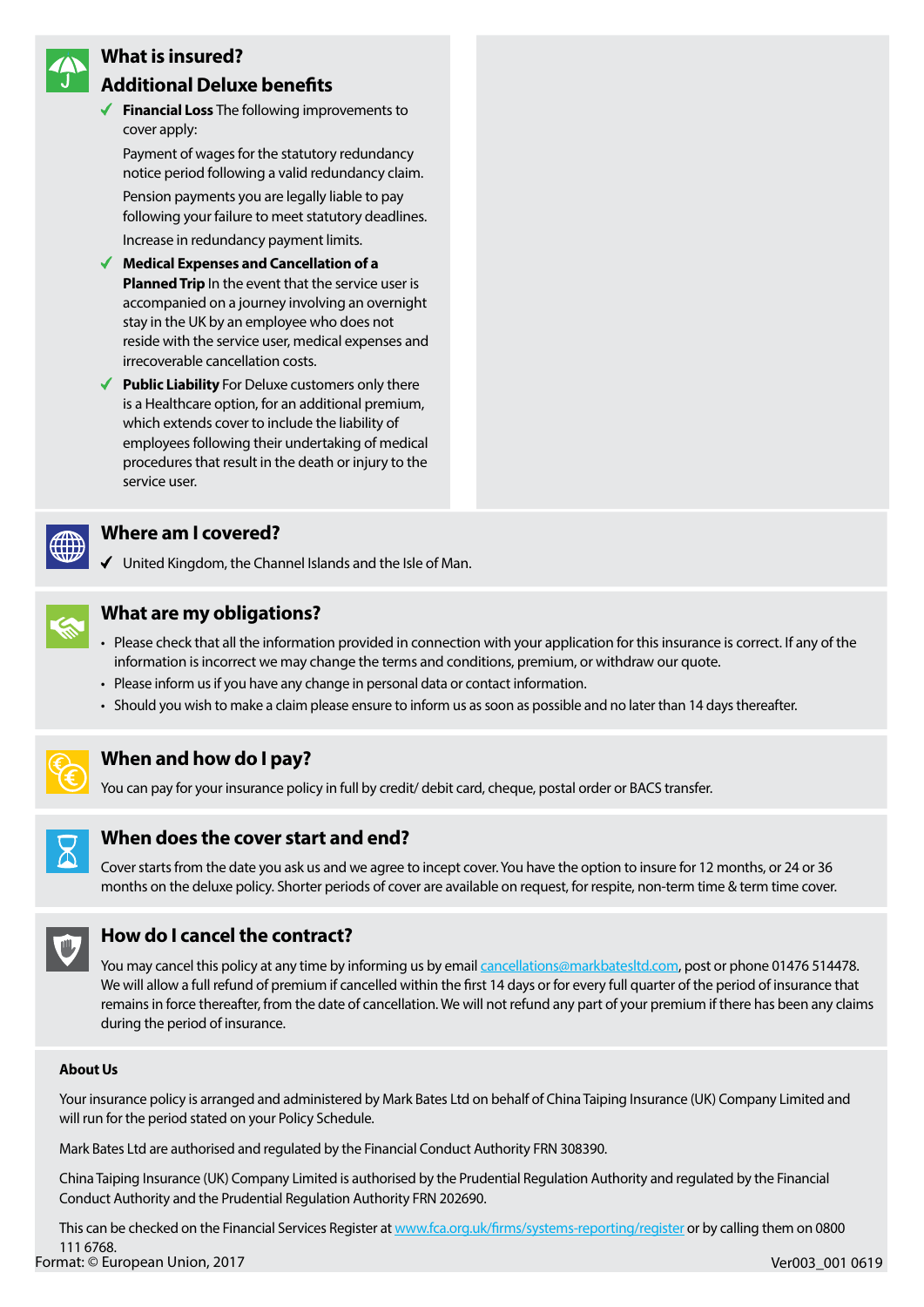## What is insured?

### Additional Deluxe benefits

- ✓ **Financial Loss** The following improvements to cover apply:

  Payment of wages for the statutory redundancy notice period following a valid redundancy claim.

  Pension payments you are legally liable to pay following your failure to meet statutory deadlines.

  Increase in redundancy payment limits.

- ✓ **Medical Expenses and Cancellation of a Planned Trip** In the event that the service user is accompanied on a journey involving an overnight stay in the UK by an employee who does not reside with the service user, medical expenses and irrecoverable cancellation costs.

- ✓ **Public Liability** For Deluxe customers only there is a Healthcare option, for an additional premium, which extends cover to include the liability of employees following their undertaking of medical procedures that result in the death or injury to the service user.

## Where am I covered?

- ✓ United Kingdom, the Channel Islands and the Isle of Man.

## What are my obligations?

- Please check that all the information provided in connection with your application for this insurance is correct. If any of the information is incorrect we may change the terms and conditions, premium, or withdraw our quote.
- Please inform us if you have any change in personal data or contact information.
- Should you wish to make a claim please ensure to inform us as soon as possible and no later than 14 days thereafter.

## When and how do I pay?

You can pay for your insurance policy in full by credit/ debit card, cheque, postal order or BACS transfer.

## When does the cover start and end?

Cover starts from the date you ask us and we agree to incept cover. You have the option to insure for 12 months, or 24 or 36 months on the deluxe policy. Shorter periods of cover are available on request, for respite, non-term time & term time cover.

## How do I cancel the contract?

You may cancel this policy at any time by informing us by email cancellations@markbatesltd.com, post or phone 01476 514478. We will allow a full refund of premium if cancelled within the first 14 days or for every full quarter of the period of insurance that remains in force thereafter, from the date of cancellation. We will not refund any part of your premium if there has been any claims during the period of insurance.

**About Us**

Your insurance policy is arranged and administered by Mark Bates Ltd on behalf of China Taiping Insurance (UK) Company Limited and will run for the period stated on your Policy Schedule.

Mark Bates Ltd are authorised and regulated by the Financial Conduct Authority FRN 308390.

China Taiping Insurance (UK) Company Limited is authorised by the Prudential Regulation Authority and regulated by the Financial Conduct Authority and the Prudential Regulation Authority FRN 202690.

This can be checked on the Financial Services Register at www.fca.org.uk/firms/systems-reporting/register or by calling them on 0800 111 6768.

Format: © European Union, 2017

Ver003_001 0619